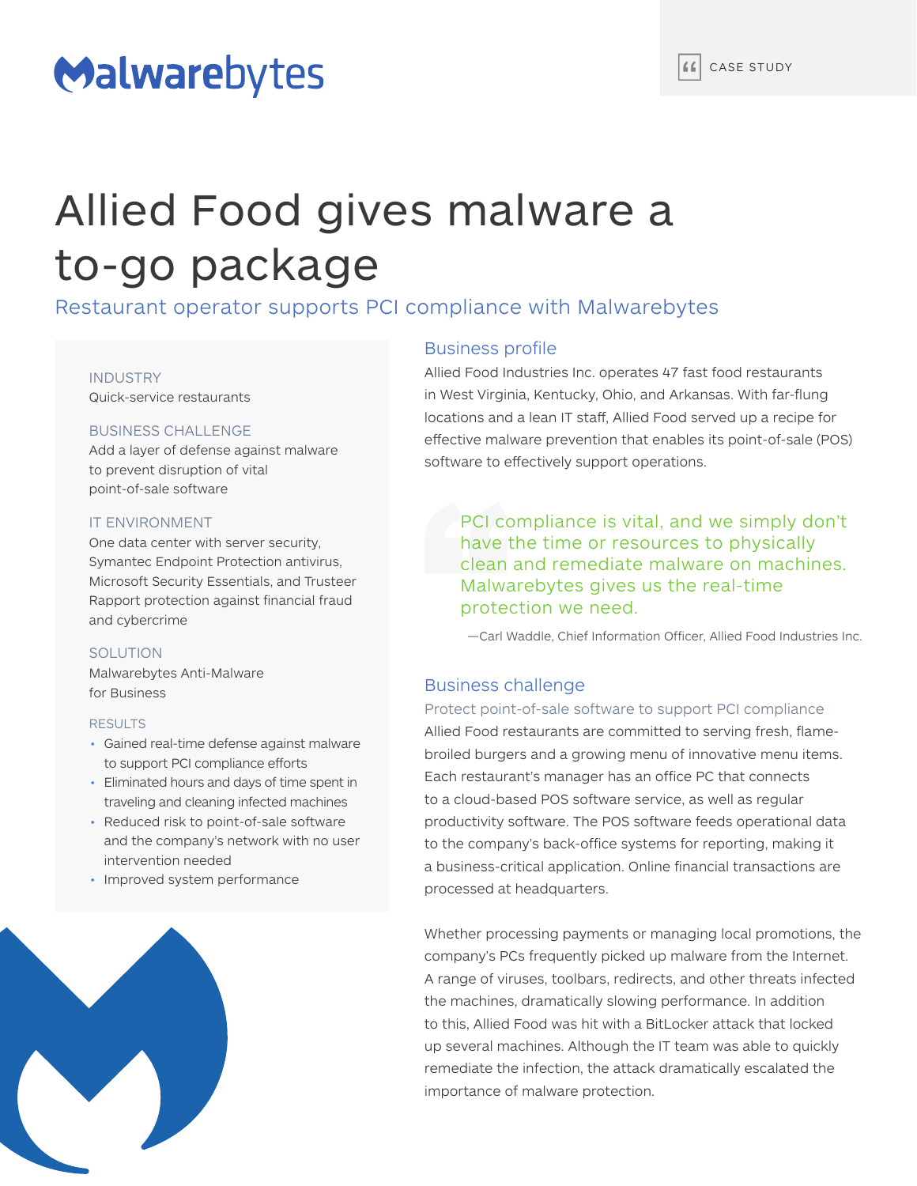Malwarebytes

CASE STUDY

# Allied Food gives malware a to-go package

## Restaurant operator supports PCI compliance with Malwarebytes

**INDUSTRY**

Quick-service restaurants

**BUSINESS CHALLENGE**

Add a layer of defense against malware to prevent disruption of vital point-of-sale software

**IT ENVIRONMENT**

One data center with server security, Symantec Endpoint Protection antivirus, Microsoft Security Essentials, and Trusteer Rapport protection against financial fraud and cybercrime

**SOLUTION**

Malwarebytes Anti-Malware for Business

**RESULTS**

- Gained real-time defense against malware to support PCI compliance efforts
- Eliminated hours and days of time spent in traveling and cleaning infected machines
- Reduced risk to point-of-sale software and the company's network with no user intervention needed
- Improved system performance

### Business profile

Allied Food Industries Inc. operates 47 fast food restaurants in West Virginia, Kentucky, Ohio, and Arkansas. With far-flung locations and a lean IT staff, Allied Food served up a recipe for effective malware prevention that enables its point-of-sale (POS) software to effectively support operations.

> PCI compliance is vital, and we simply don't have the time or resources to physically clean and remediate malware on machines. Malwarebytes gives us the real-time protection we need.
>
> —Carl Waddle, Chief Information Officer, Allied Food Industries Inc.

### Business challenge

#### Protect point-of-sale software to support PCI compliance

Allied Food restaurants are committed to serving fresh, flame-broiled burgers and a growing menu of innovative menu items. Each restaurant's manager has an office PC that connects to a cloud-based POS software service, as well as regular productivity software. The POS software feeds operational data to the company's back-office systems for reporting, making it a business-critical application. Online financial transactions are processed at headquarters.

Whether processing payments or managing local promotions, the company's PCs frequently picked up malware from the Internet. A range of viruses, toolbars, redirects, and other threats infected the machines, dramatically slowing performance. In addition to this, Allied Food was hit with a BitLocker attack that locked up several machines. Although the IT team was able to quickly remediate the infection, the attack dramatically escalated the importance of malware protection.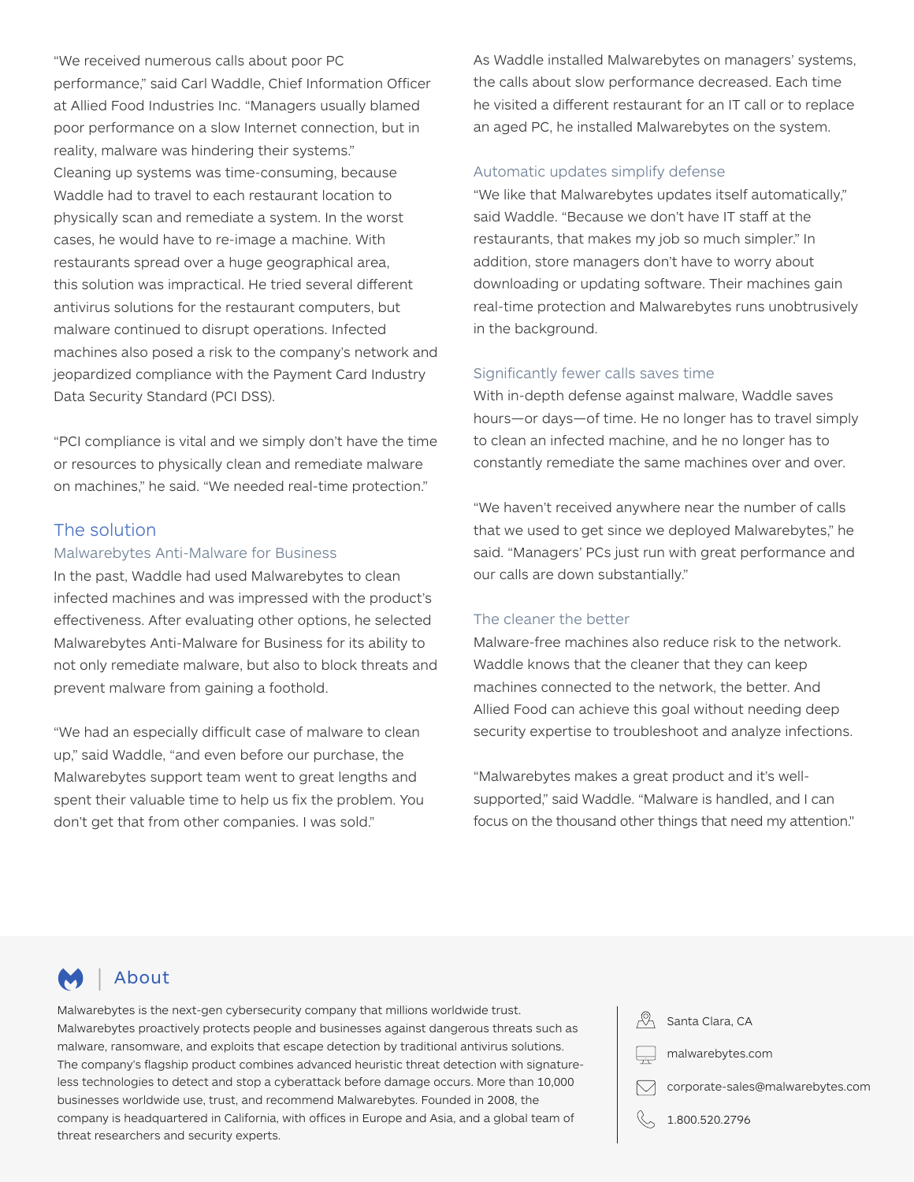"We received numerous calls about poor PC performance," said Carl Waddle, Chief Information Officer at Allied Food Industries Inc. "Managers usually blamed poor performance on a slow Internet connection, but in reality, malware was hindering their systems."

Cleaning up systems was time-consuming, because Waddle had to travel to each restaurant location to physically scan and remediate a system. In the worst cases, he would have to re-image a machine. With restaurants spread over a huge geographical area, this solution was impractical. He tried several different antivirus solutions for the restaurant computers, but malware continued to disrupt operations. Infected machines also posed a risk to the company's network and jeopardized compliance with the Payment Card Industry Data Security Standard (PCI DSS).

"PCI compliance is vital and we simply don't have the time or resources to physically clean and remediate malware on machines," he said. "We needed real-time protection."

## The solution

### Malwarebytes Anti-Malware for Business

In the past, Waddle had used Malwarebytes to clean infected machines and was impressed with the product's effectiveness. After evaluating other options, he selected Malwarebytes Anti-Malware for Business for its ability to not only remediate malware, but also to block threats and prevent malware from gaining a foothold.

"We had an especially difficult case of malware to clean up," said Waddle, "and even before our purchase, the Malwarebytes support team went to great lengths and spent their valuable time to help us fix the problem. You don't get that from other companies. I was sold."

As Waddle installed Malwarebytes on managers' systems, the calls about slow performance decreased. Each time he visited a different restaurant for an IT call or to replace an aged PC, he installed Malwarebytes on the system.

### Automatic updates simplify defense

"We like that Malwarebytes updates itself automatically," said Waddle. "Because we don't have IT staff at the restaurants, that makes my job so much simpler." In addition, store managers don't have to worry about downloading or updating software. Their machines gain real-time protection and Malwarebytes runs unobtrusively in the background.

### Significantly fewer calls saves time

With in-depth defense against malware, Waddle saves hours—or days—of time. He no longer has to travel simply to clean an infected machine, and he no longer has to constantly remediate the same machines over and over.

"We haven't received anywhere near the number of calls that we used to get since we deployed Malwarebytes," he said. "Managers' PCs just run with great performance and our calls are down substantially."

### The cleaner the better

Malware-free machines also reduce risk to the network. Waddle knows that the cleaner that they can keep machines connected to the network, the better. And Allied Food can achieve this goal without needing deep security expertise to troubleshoot and analyze infections.

"Malwarebytes makes a great product and it's well-supported," said Waddle. "Malware is handled, and I can focus on the thousand other things that need my attention."

## About

Malwarebytes is the next-gen cybersecurity company that millions worldwide trust. Malwarebytes proactively protects people and businesses against dangerous threats such as malware, ransomware, and exploits that escape detection by traditional antivirus solutions. The company's flagship product combines advanced heuristic threat detection with signature-less technologies to detect and stop a cyberattack before damage occurs. More than 10,000 businesses worldwide use, trust, and recommend Malwarebytes. Founded in 2008, the company is headquartered in California, with offices in Europe and Asia, and a global team of threat researchers and security experts.

Santa Clara, CA

malwarebytes.com

corporate-sales@malwarebytes.com

1.800.520.2796